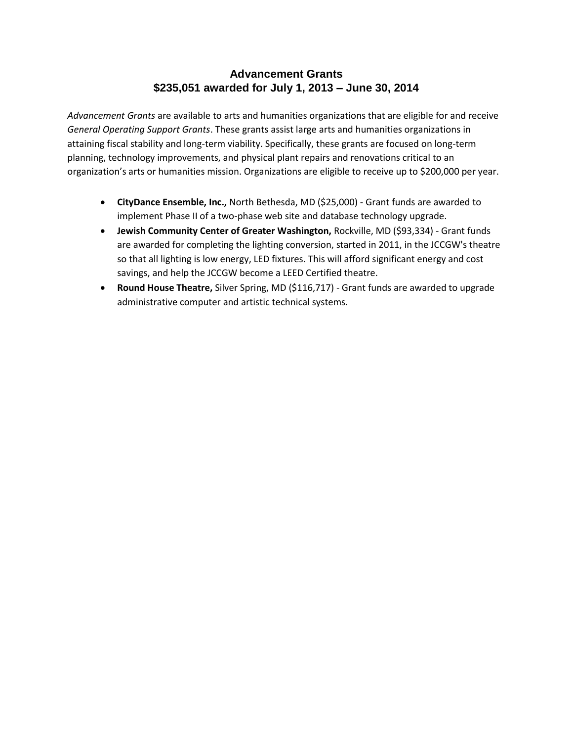## Advancement Grants
## $235,051 awarded for July 1, 2013 – June 30, 2014

*Advancement Grants* are available to arts and humanities organizations that are eligible for and receive *General Operating Support Grants*. These grants assist large arts and humanities organizations in attaining fiscal stability and long-term viability. Specifically, these grants are focused on long-term planning, technology improvements, and physical plant repairs and renovations critical to an organization's arts or humanities mission. Organizations are eligible to receive up to $200,000 per year.

- **CityDance Ensemble, Inc.,** North Bethesda, MD ($25,000) - Grant funds are awarded to implement Phase II of a two-phase web site and database technology upgrade.
- **Jewish Community Center of Greater Washington,** Rockville, MD ($93,334) - Grant funds are awarded for completing the lighting conversion, started in 2011, in the JCCGW's theatre so that all lighting is low energy, LED fixtures. This will afford significant energy and cost savings, and help the JCCGW become a LEED Certified theatre.
- **Round House Theatre,** Silver Spring, MD ($116,717) - Grant funds are awarded to upgrade administrative computer and artistic technical systems.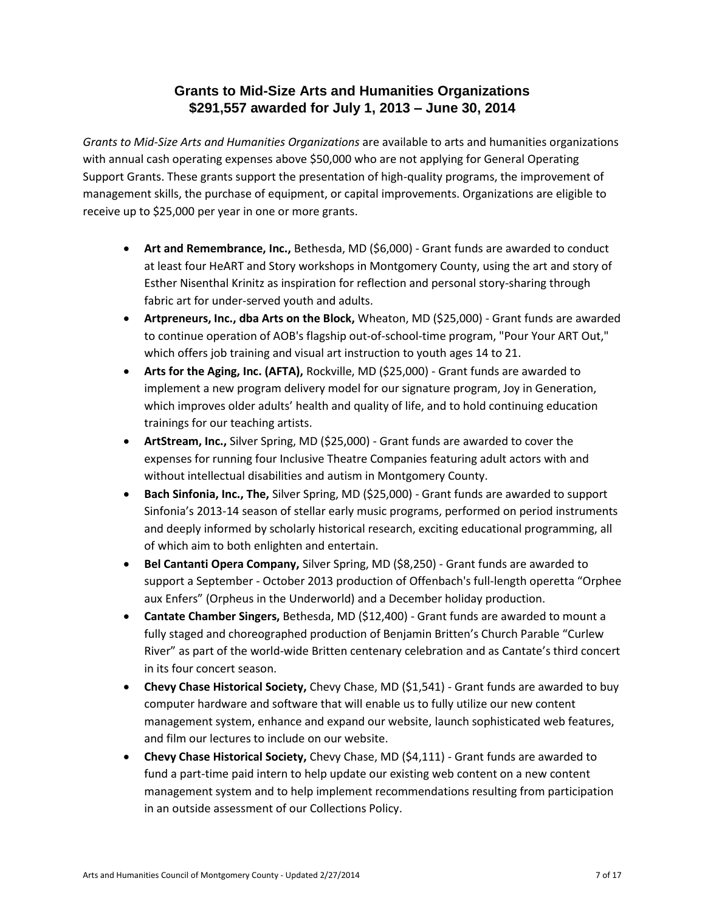## Grants to Mid-Size Arts and Humanities Organizations
## $291,557 awarded for July 1, 2013 – June 30, 2014

*Grants to Mid-Size Arts and Humanities Organizations* are available to arts and humanities organizations with annual cash operating expenses above $50,000 who are not applying for General Operating Support Grants. These grants support the presentation of high-quality programs, the improvement of management skills, the purchase of equipment, or capital improvements. Organizations are eligible to receive up to $25,000 per year in one or more grants.

- **Art and Remembrance, Inc.,** Bethesda, MD ($6,000) - Grant funds are awarded to conduct at least four HeART and Story workshops in Montgomery County, using the art and story of Esther Nisenthal Krinitz as inspiration for reflection and personal story-sharing through fabric art for under-served youth and adults.
- **Artpreneurs, Inc., dba Arts on the Block,** Wheaton, MD ($25,000) - Grant funds are awarded to continue operation of AOB's flagship out-of-school-time program, "Pour Your ART Out," which offers job training and visual art instruction to youth ages 14 to 21.
- **Arts for the Aging, Inc. (AFTA),** Rockville, MD ($25,000) - Grant funds are awarded to implement a new program delivery model for our signature program, Joy in Generation, which improves older adults' health and quality of life, and to hold continuing education trainings for our teaching artists.
- **ArtStream, Inc.,** Silver Spring, MD ($25,000) - Grant funds are awarded to cover the expenses for running four Inclusive Theatre Companies featuring adult actors with and without intellectual disabilities and autism in Montgomery County.
- **Bach Sinfonia, Inc., The,** Silver Spring, MD ($25,000) - Grant funds are awarded to support Sinfonia's 2013-14 season of stellar early music programs, performed on period instruments and deeply informed by scholarly historical research, exciting educational programming, all of which aim to both enlighten and entertain.
- **Bel Cantanti Opera Company,** Silver Spring, MD ($8,250) - Grant funds are awarded to support a September - October 2013 production of Offenbach's full-length operetta "Orphee aux Enfers" (Orpheus in the Underworld) and a December holiday production.
- **Cantate Chamber Singers,** Bethesda, MD ($12,400) - Grant funds are awarded to mount a fully staged and choreographed production of Benjamin Britten's Church Parable "Curlew River" as part of the world-wide Britten centenary celebration and as Cantate's third concert in its four concert season.
- **Chevy Chase Historical Society,** Chevy Chase, MD ($1,541) - Grant funds are awarded to buy computer hardware and software that will enable us to fully utilize our new content management system, enhance and expand our website, launch sophisticated web features, and film our lectures to include on our website.
- **Chevy Chase Historical Society,** Chevy Chase, MD ($4,111) - Grant funds are awarded to fund a part-time paid intern to help update our existing web content on a new content management system and to help implement recommendations resulting from participation in an outside assessment of our Collections Policy.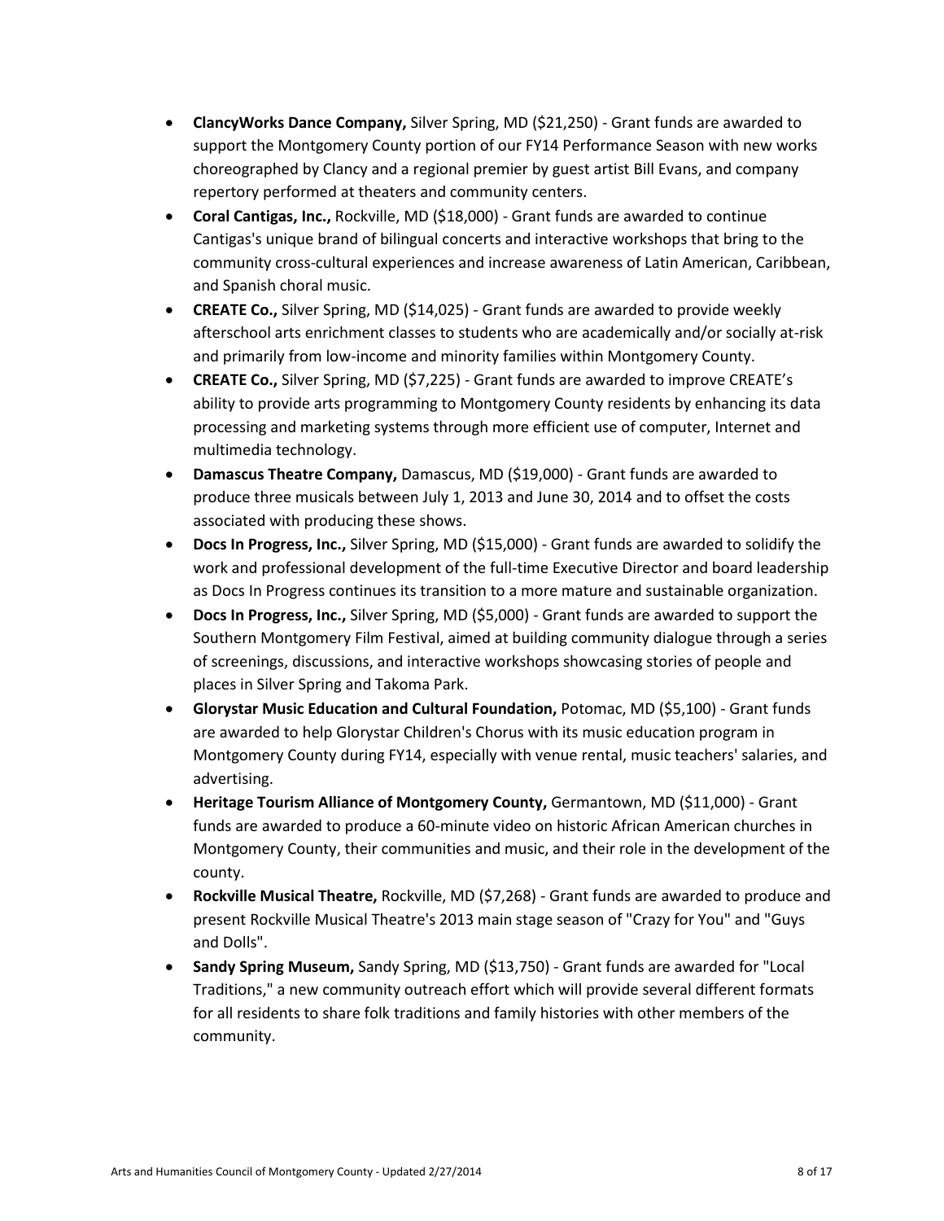- **ClancyWorks Dance Company,** Silver Spring, MD ($21,250) - Grant funds are awarded to support the Montgomery County portion of our FY14 Performance Season with new works choreographed by Clancy and a regional premier by guest artist Bill Evans, and company repertory performed at theaters and community centers.
- **Coral Cantigas, Inc.,** Rockville, MD ($18,000) - Grant funds are awarded to continue Cantigas's unique brand of bilingual concerts and interactive workshops that bring to the community cross-cultural experiences and increase awareness of Latin American, Caribbean, and Spanish choral music.
- **CREATE Co.,** Silver Spring, MD ($14,025) - Grant funds are awarded to provide weekly afterschool arts enrichment classes to students who are academically and/or socially at-risk and primarily from low-income and minority families within Montgomery County.
- **CREATE Co.,** Silver Spring, MD ($7,225) - Grant funds are awarded to improve CREATE's ability to provide arts programming to Montgomery County residents by enhancing its data processing and marketing systems through more efficient use of computer, Internet and multimedia technology.
- **Damascus Theatre Company,** Damascus, MD ($19,000) - Grant funds are awarded to produce three musicals between July 1, 2013 and June 30, 2014 and to offset the costs associated with producing these shows.
- **Docs In Progress, Inc.,** Silver Spring, MD ($15,000) - Grant funds are awarded to solidify the work and professional development of the full-time Executive Director and board leadership as Docs In Progress continues its transition to a more mature and sustainable organization.
- **Docs In Progress, Inc.,** Silver Spring, MD ($5,000) - Grant funds are awarded to support the Southern Montgomery Film Festival, aimed at building community dialogue through a series of screenings, discussions, and interactive workshops showcasing stories of people and places in Silver Spring and Takoma Park.
- **Glorystar Music Education and Cultural Foundation,** Potomac, MD ($5,100) - Grant funds are awarded to help Glorystar Children's Chorus with its music education program in Montgomery County during FY14, especially with venue rental, music teachers' salaries, and advertising.
- **Heritage Tourism Alliance of Montgomery County,** Germantown, MD ($11,000) - Grant funds are awarded to produce a 60-minute video on historic African American churches in Montgomery County, their communities and music, and their role in the development of the county.
- **Rockville Musical Theatre,** Rockville, MD ($7,268) - Grant funds are awarded to produce and present Rockville Musical Theatre's 2013 main stage season of "Crazy for You" and "Guys and Dolls".
- **Sandy Spring Museum,** Sandy Spring, MD ($13,750) - Grant funds are awarded for "Local Traditions," a new community outreach effort which will provide several different formats for all residents to share folk traditions and family histories with other members of the community.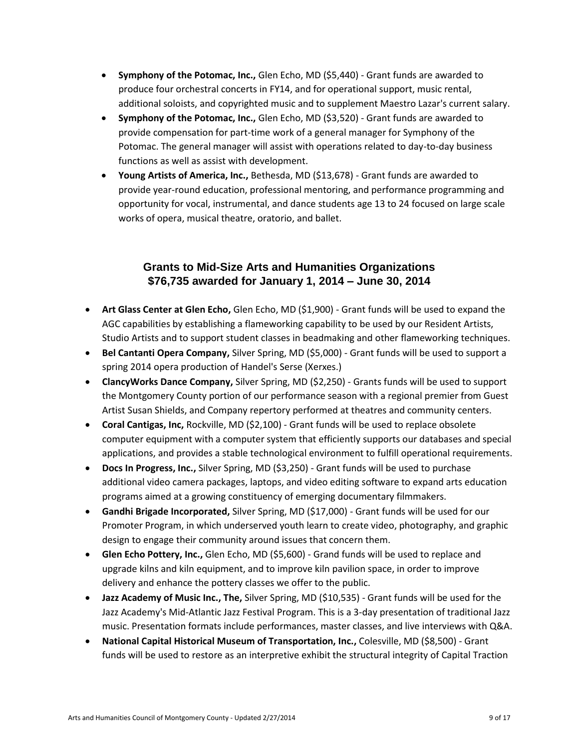- **Symphony of the Potomac, Inc.,** Glen Echo, MD ($5,440) - Grant funds are awarded to produce four orchestral concerts in FY14, and for operational support, music rental, additional soloists, and copyrighted music and to supplement Maestro Lazar's current salary.
- **Symphony of the Potomac, Inc.,** Glen Echo, MD ($3,520) - Grant funds are awarded to provide compensation for part-time work of a general manager for Symphony of the Potomac. The general manager will assist with operations related to day-to-day business functions as well as assist with development.
- **Young Artists of America, Inc.,** Bethesda, MD ($13,678) - Grant funds are awarded to provide year-round education, professional mentoring, and performance programming and opportunity for vocal, instrumental, and dance students age 13 to 24 focused on large scale works of opera, musical theatre, oratorio, and ballet.

## Grants to Mid-Size Arts and Humanities Organizations
## $76,735 awarded for January 1, 2014 – June 30, 2014

- **Art Glass Center at Glen Echo,** Glen Echo, MD ($1,900) - Grant funds will be used to expand the AGC capabilities by establishing a flameworking capability to be used by our Resident Artists, Studio Artists and to support student classes in beadmaking and other flameworking techniques.
- **Bel Cantanti Opera Company,** Silver Spring, MD ($5,000) - Grant funds will be used to support a spring 2014 opera production of Handel's Serse (Xerxes.)
- **ClancyWorks Dance Company,** Silver Spring, MD ($2,250) - Grants funds will be used to support the Montgomery County portion of our performance season with a regional premier from Guest Artist Susan Shields, and Company repertory performed at theatres and community centers.
- **Coral Cantigas, Inc,** Rockville, MD ($2,100) - Grant funds will be used to replace obsolete computer equipment with a computer system that efficiently supports our databases and special applications, and provides a stable technological environment to fulfill operational requirements.
- **Docs In Progress, Inc.,** Silver Spring, MD ($3,250) - Grant funds will be used to purchase additional video camera packages, laptops, and video editing software to expand arts education programs aimed at a growing constituency of emerging documentary filmmakers.
- **Gandhi Brigade Incorporated,** Silver Spring, MD ($17,000) - Grant funds will be used for our Promoter Program, in which underserved youth learn to create video, photography, and graphic design to engage their community around issues that concern them.
- **Glen Echo Pottery, Inc.,** Glen Echo, MD ($5,600) - Grand funds will be used to replace and upgrade kilns and kiln equipment, and to improve kiln pavilion space, in order to improve delivery and enhance the pottery classes we offer to the public.
- **Jazz Academy of Music Inc., The,** Silver Spring, MD ($10,535) - Grant funds will be used for the Jazz Academy's Mid-Atlantic Jazz Festival Program. This is a 3-day presentation of traditional Jazz music. Presentation formats include performances, master classes, and live interviews with Q&A.
- **National Capital Historical Museum of Transportation, Inc.,** Colesville, MD ($8,500) - Grant funds will be used to restore as an interpretive exhibit the structural integrity of Capital Traction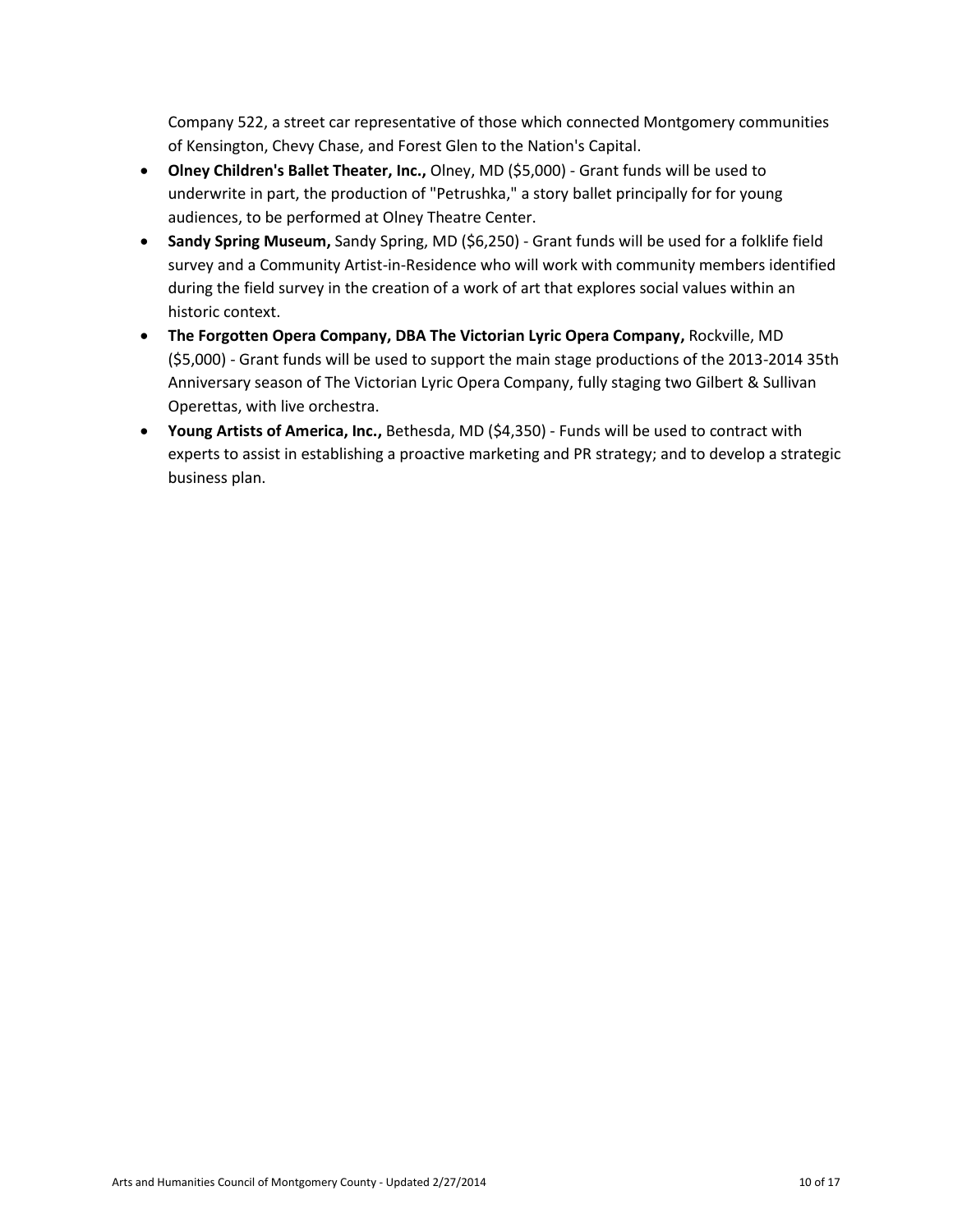Company 522, a street car representative of those which connected Montgomery communities of Kensington, Chevy Chase, and Forest Glen to the Nation's Capital.

- **Olney Children's Ballet Theater, Inc.,** Olney, MD ($5,000) - Grant funds will be used to underwrite in part, the production of "Petrushka," a story ballet principally for for young audiences, to be performed at Olney Theatre Center.
- **Sandy Spring Museum,** Sandy Spring, MD ($6,250) - Grant funds will be used for a folklife field survey and a Community Artist-in-Residence who will work with community members identified during the field survey in the creation of a work of art that explores social values within an historic context.
- **The Forgotten Opera Company, DBA The Victorian Lyric Opera Company,** Rockville, MD ($5,000) - Grant funds will be used to support the main stage productions of the 2013-2014 35th Anniversary season of The Victorian Lyric Opera Company, fully staging two Gilbert & Sullivan Operettas, with live orchestra.
- **Young Artists of America, Inc.,** Bethesda, MD ($4,350) - Funds will be used to contract with experts to assist in establishing a proactive marketing and PR strategy; and to develop a strategic business plan.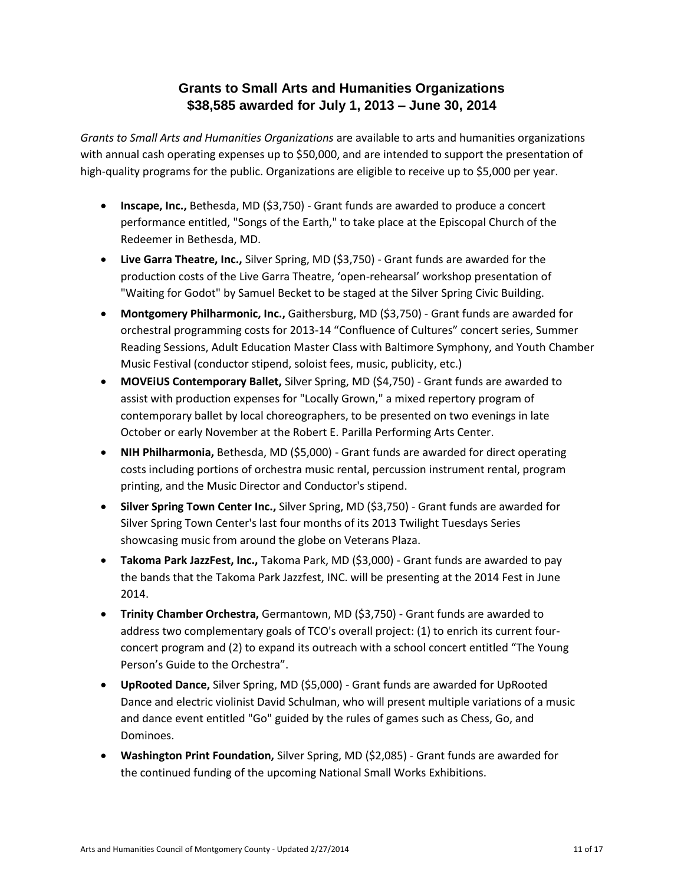# Grants to Small Arts and Humanities Organizations
## $38,585 awarded for July 1, 2013 – June 30, 2014

*Grants to Small Arts and Humanities Organizations* are available to arts and humanities organizations with annual cash operating expenses up to $50,000, and are intended to support the presentation of high-quality programs for the public. Organizations are eligible to receive up to $5,000 per year.

- **Inscape, Inc.,** Bethesda, MD ($3,750) - Grant funds are awarded to produce a concert performance entitled, "Songs of the Earth," to take place at the Episcopal Church of the Redeemer in Bethesda, MD.
- **Live Garra Theatre, Inc.,** Silver Spring, MD ($3,750) - Grant funds are awarded for the production costs of the Live Garra Theatre, 'open-rehearsal' workshop presentation of "Waiting for Godot" by Samuel Becket to be staged at the Silver Spring Civic Building.
- **Montgomery Philharmonic, Inc.,** Gaithersburg, MD ($3,750) - Grant funds are awarded for orchestral programming costs for 2013-14 "Confluence of Cultures" concert series, Summer Reading Sessions, Adult Education Master Class with Baltimore Symphony, and Youth Chamber Music Festival (conductor stipend, soloist fees, music, publicity, etc.)
- **MOVEiUS Contemporary Ballet,** Silver Spring, MD ($4,750) - Grant funds are awarded to assist with production expenses for "Locally Grown," a mixed repertory program of contemporary ballet by local choreographers, to be presented on two evenings in late October or early November at the Robert E. Parilla Performing Arts Center.
- **NIH Philharmonia,** Bethesda, MD ($5,000) - Grant funds are awarded for direct operating costs including portions of orchestra music rental, percussion instrument rental, program printing, and the Music Director and Conductor's stipend.
- **Silver Spring Town Center Inc.,** Silver Spring, MD ($3,750) - Grant funds are awarded for Silver Spring Town Center's last four months of its 2013 Twilight Tuesdays Series showcasing music from around the globe on Veterans Plaza.
- **Takoma Park JazzFest, Inc.,** Takoma Park, MD ($3,000) - Grant funds are awarded to pay the bands that the Takoma Park Jazzfest, INC. will be presenting at the 2014 Fest in June 2014.
- **Trinity Chamber Orchestra,** Germantown, MD ($3,750) - Grant funds are awarded to address two complementary goals of TCO's overall project: (1) to enrich its current four-concert program and (2) to expand its outreach with a school concert entitled "The Young Person's Guide to the Orchestra".
- **UpRooted Dance,** Silver Spring, MD ($5,000) - Grant funds are awarded for UpRooted Dance and electric violinist David Schulman, who will present multiple variations of a music and dance event entitled "Go" guided by the rules of games such as Chess, Go, and Dominoes.
- **Washington Print Foundation,** Silver Spring, MD ($2,085) - Grant funds are awarded for the continued funding of the upcoming National Small Works Exhibitions.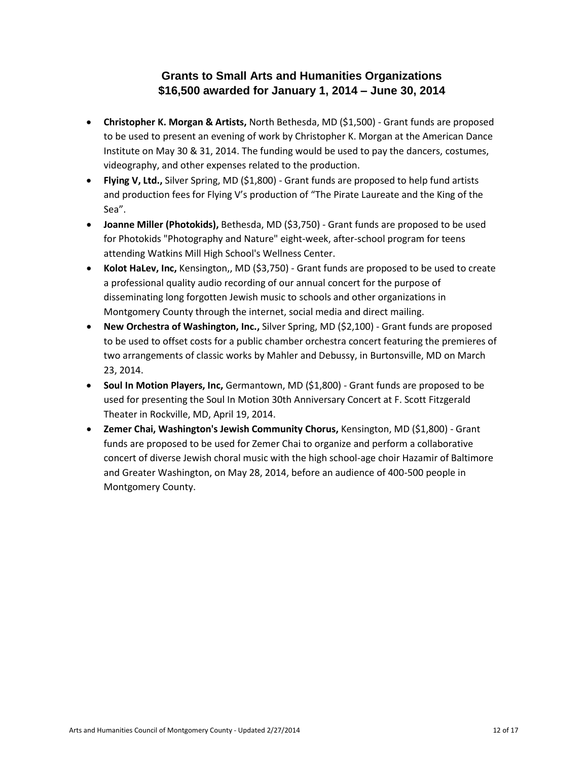## Grants to Small Arts and Humanities Organizations
## $16,500 awarded for January 1, 2014 – June 30, 2014

- **Christopher K. Morgan & Artists,** North Bethesda, MD ($1,500) - Grant funds are proposed to be used to present an evening of work by Christopher K. Morgan at the American Dance Institute on May 30 & 31, 2014. The funding would be used to pay the dancers, costumes, videography, and other expenses related to the production.
- **Flying V, Ltd.,** Silver Spring, MD ($1,800) - Grant funds are proposed to help fund artists and production fees for Flying V's production of "The Pirate Laureate and the King of the Sea".
- **Joanne Miller (Photokids),** Bethesda, MD ($3,750) - Grant funds are proposed to be used for Photokids "Photography and Nature" eight-week, after-school program for teens attending Watkins Mill High School's Wellness Center.
- **Kolot HaLev, Inc,** Kensington,, MD ($3,750) - Grant funds are proposed to be used to create a professional quality audio recording of our annual concert for the purpose of disseminating long forgotten Jewish music to schools and other organizations in Montgomery County through the internet, social media and direct mailing.
- **New Orchestra of Washington, Inc.,** Silver Spring, MD ($2,100) - Grant funds are proposed to be used to offset costs for a public chamber orchestra concert featuring the premieres of two arrangements of classic works by Mahler and Debussy, in Burtonsville, MD on March 23, 2014.
- **Soul In Motion Players, Inc,** Germantown, MD ($1,800) - Grant funds are proposed to be used for presenting the Soul In Motion 30th Anniversary Concert at F. Scott Fitzgerald Theater in Rockville, MD, April 19, 2014.
- **Zemer Chai, Washington's Jewish Community Chorus,** Kensington, MD ($1,800) - Grant funds are proposed to be used for Zemer Chai to organize and perform a collaborative concert of diverse Jewish choral music with the high school-age choir Hazamir of Baltimore and Greater Washington, on May 28, 2014, before an audience of 400-500 people in Montgomery County.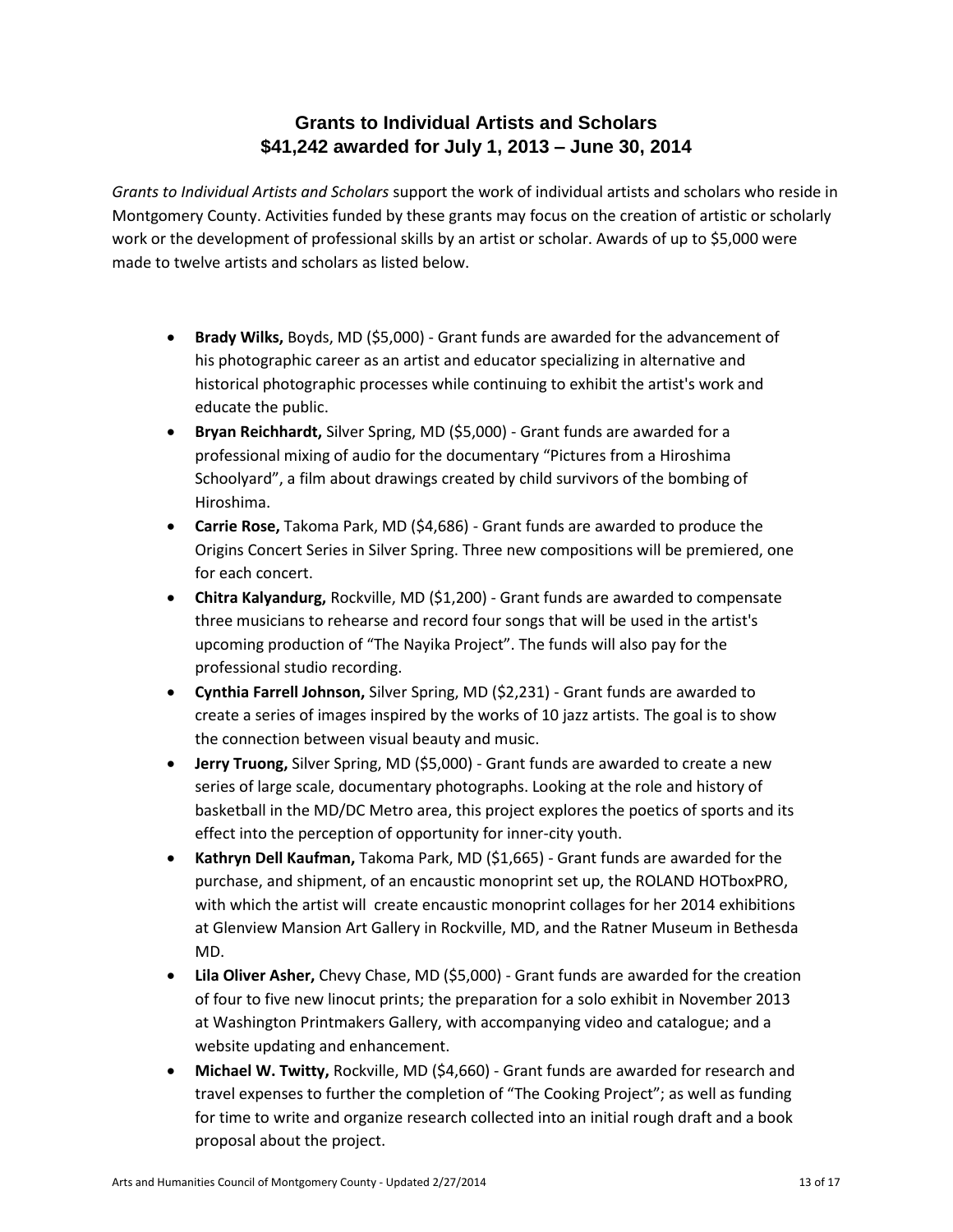## Grants to Individual Artists and Scholars
## $41,242 awarded for July 1, 2013 – June 30, 2014

*Grants to Individual Artists and Scholars* support the work of individual artists and scholars who reside in Montgomery County. Activities funded by these grants may focus on the creation of artistic or scholarly work or the development of professional skills by an artist or scholar. Awards of up to $5,000 were made to twelve artists and scholars as listed below.

- **Brady Wilks,** Boyds, MD ($5,000) - Grant funds are awarded for the advancement of his photographic career as an artist and educator specializing in alternative and historical photographic processes while continuing to exhibit the artist's work and educate the public.
- **Bryan Reichhardt,** Silver Spring, MD ($5,000) - Grant funds are awarded for a professional mixing of audio for the documentary "Pictures from a Hiroshima Schoolyard", a film about drawings created by child survivors of the bombing of Hiroshima.
- **Carrie Rose,** Takoma Park, MD ($4,686) - Grant funds are awarded to produce the Origins Concert Series in Silver Spring. Three new compositions will be premiered, one for each concert.
- **Chitra Kalyandurg,** Rockville, MD ($1,200) - Grant funds are awarded to compensate three musicians to rehearse and record four songs that will be used in the artist's upcoming production of "The Nayika Project". The funds will also pay for the professional studio recording.
- **Cynthia Farrell Johnson,** Silver Spring, MD ($2,231) - Grant funds are awarded to create a series of images inspired by the works of 10 jazz artists. The goal is to show the connection between visual beauty and music.
- **Jerry Truong,** Silver Spring, MD ($5,000) - Grant funds are awarded to create a new series of large scale, documentary photographs. Looking at the role and history of basketball in the MD/DC Metro area, this project explores the poetics of sports and its effect into the perception of opportunity for inner-city youth.
- **Kathryn Dell Kaufman,** Takoma Park, MD ($1,665) - Grant funds are awarded for the purchase, and shipment, of an encaustic monoprint set up, the ROLAND HOTboxPRO, with which the artist will create encaustic monoprint collages for her 2014 exhibitions at Glenview Mansion Art Gallery in Rockville, MD, and the Ratner Museum in Bethesda MD.
- **Lila Oliver Asher,** Chevy Chase, MD ($5,000) - Grant funds are awarded for the creation of four to five new linocut prints; the preparation for a solo exhibit in November 2013 at Washington Printmakers Gallery, with accompanying video and catalogue; and a website updating and enhancement.
- **Michael W. Twitty,** Rockville, MD ($4,660) - Grant funds are awarded for research and travel expenses to further the completion of "The Cooking Project"; as well as funding for time to write and organize research collected into an initial rough draft and a book proposal about the project.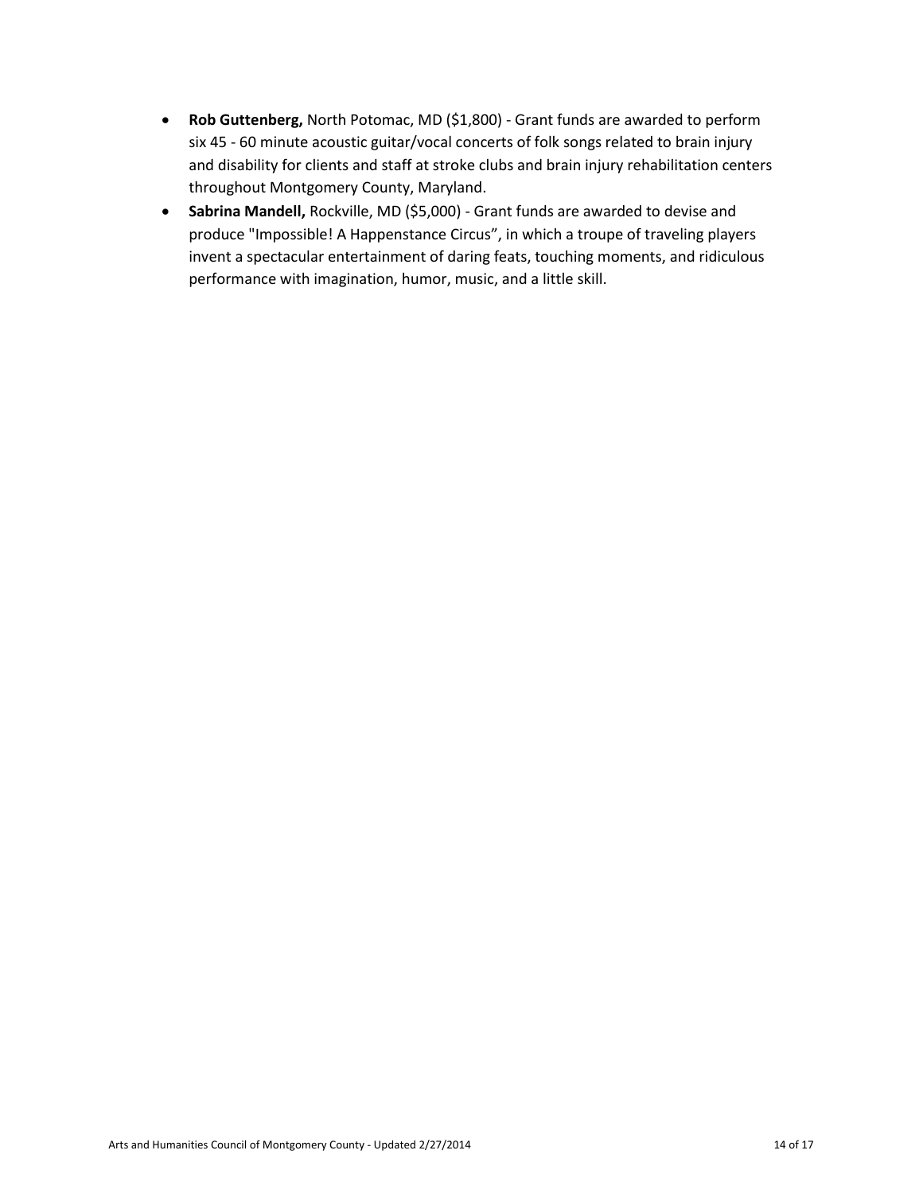- **Rob Guttenberg,** North Potomac, MD ($1,800) - Grant funds are awarded to perform six 45 - 60 minute acoustic guitar/vocal concerts of folk songs related to brain injury and disability for clients and staff at stroke clubs and brain injury rehabilitation centers throughout Montgomery County, Maryland.
- **Sabrina Mandell,** Rockville, MD ($5,000) - Grant funds are awarded to devise and produce "Impossible! A Happenstance Circus", in which a troupe of traveling players invent a spectacular entertainment of daring feats, touching moments, and ridiculous performance with imagination, humor, music, and a little skill.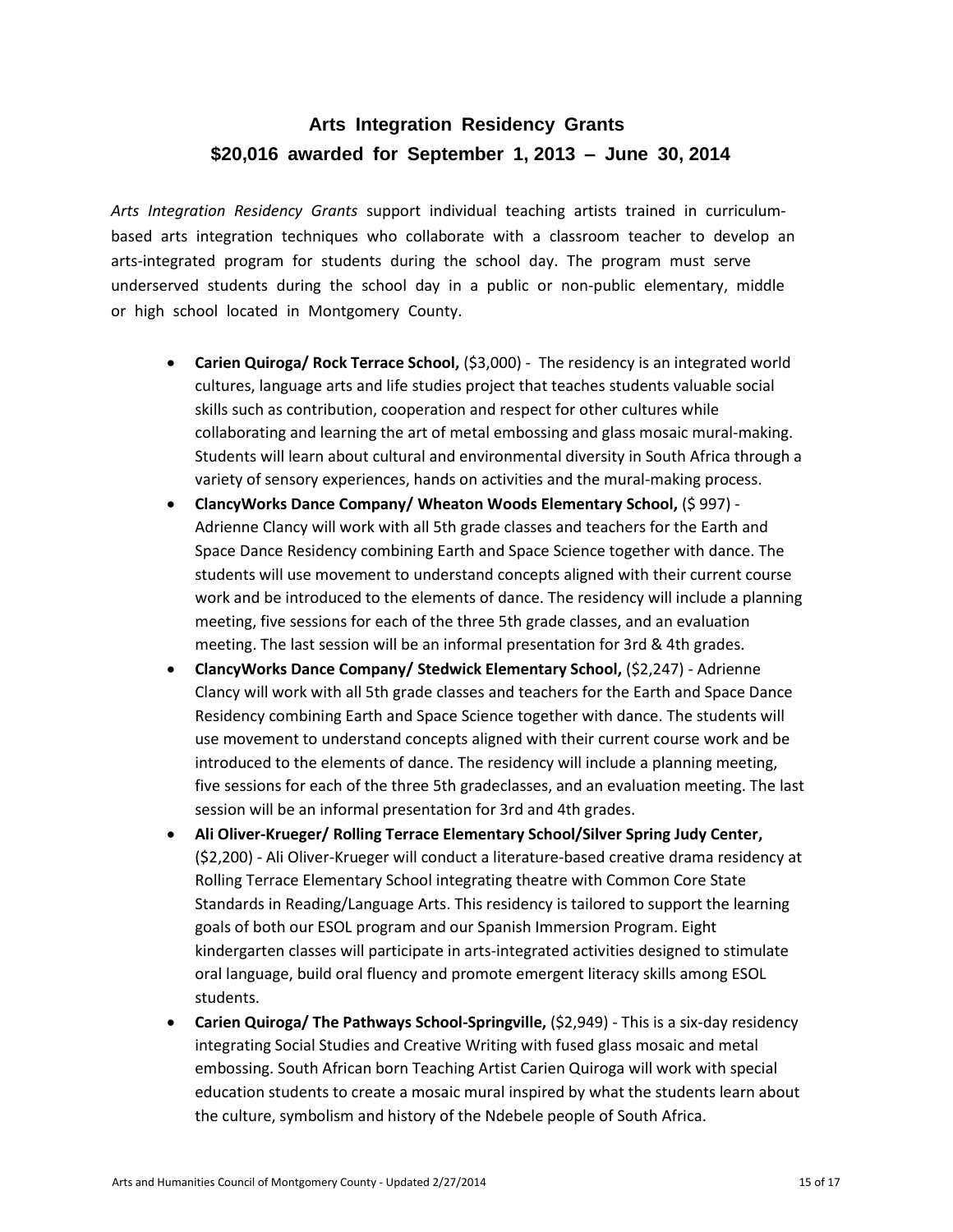# Arts Integration Residency Grants

## $20,016 awarded for September 1, 2013 – June 30, 2014

*Arts Integration Residency Grants* support individual teaching artists trained in curriculum-based arts integration techniques who collaborate with a classroom teacher to develop an arts-integrated program for students during the school day. The program must serve underserved students during the school day in a public or non-public elementary, middle or high school located in Montgomery County.

- **Carien Quiroga/ Rock Terrace School,** ($3,000) - The residency is an integrated world cultures, language arts and life studies project that teaches students valuable social skills such as contribution, cooperation and respect for other cultures while collaborating and learning the art of metal embossing and glass mosaic mural-making. Students will learn about cultural and environmental diversity in South Africa through a variety of sensory experiences, hands on activities and the mural-making process.
- **ClancyWorks Dance Company/ Wheaton Woods Elementary School,** ($ 997) - Adrienne Clancy will work with all 5th grade classes and teachers for the Earth and Space Dance Residency combining Earth and Space Science together with dance. The students will use movement to understand concepts aligned with their current course work and be introduced to the elements of dance. The residency will include a planning meeting, five sessions for each of the three 5th grade classes, and an evaluation meeting. The last session will be an informal presentation for 3rd & 4th grades.
- **ClancyWorks Dance Company/ Stedwick Elementary School,** ($2,247) - Adrienne Clancy will work with all 5th grade classes and teachers for the Earth and Space Dance Residency combining Earth and Space Science together with dance. The students will use movement to understand concepts aligned with their current course work and be introduced to the elements of dance. The residency will include a planning meeting, five sessions for each of the three 5th gradeclasses, and an evaluation meeting. The last session will be an informal presentation for 3rd and 4th grades.
- **Ali Oliver-Krueger/ Rolling Terrace Elementary School/Silver Spring Judy Center,** ($2,200) - Ali Oliver-Krueger will conduct a literature-based creative drama residency at Rolling Terrace Elementary School integrating theatre with Common Core State Standards in Reading/Language Arts. This residency is tailored to support the learning goals of both our ESOL program and our Spanish Immersion Program. Eight kindergarten classes will participate in arts-integrated activities designed to stimulate oral language, build oral fluency and promote emergent literacy skills among ESOL students.
- **Carien Quiroga/ The Pathways School-Springville,** ($2,949) - This is a six-day residency integrating Social Studies and Creative Writing with fused glass mosaic and metal embossing. South African born Teaching Artist Carien Quiroga will work with special education students to create a mosaic mural inspired by what the students learn about the culture, symbolism and history of the Ndebele people of South Africa.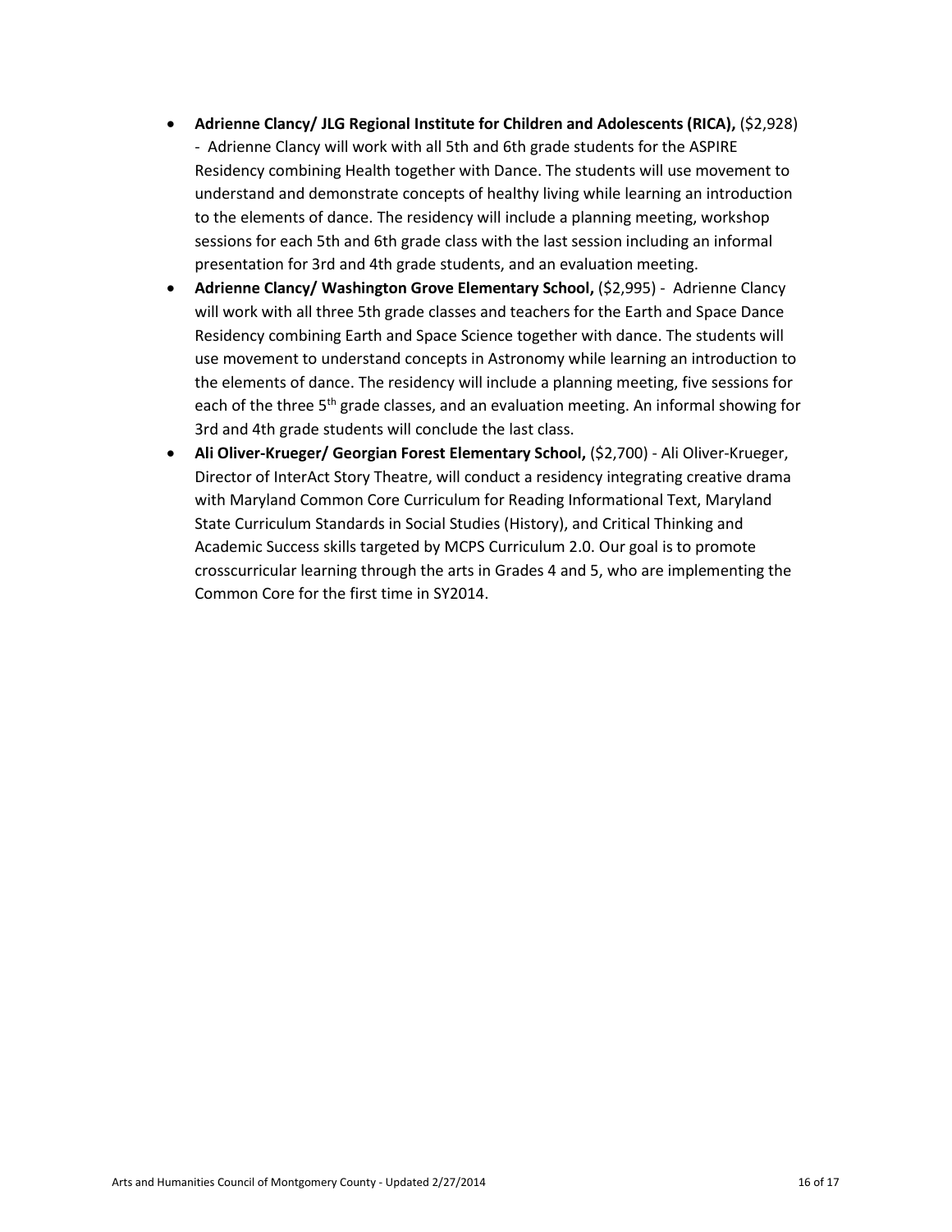- **Adrienne Clancy/ JLG Regional Institute for Children and Adolescents (RICA),** ($2,928) - Adrienne Clancy will work with all 5th and 6th grade students for the ASPIRE Residency combining Health together with Dance. The students will use movement to understand and demonstrate concepts of healthy living while learning an introduction to the elements of dance. The residency will include a planning meeting, workshop sessions for each 5th and 6th grade class with the last session including an informal presentation for 3rd and 4th grade students, and an evaluation meeting.
- **Adrienne Clancy/ Washington Grove Elementary School,** ($2,995) - Adrienne Clancy will work with all three 5th grade classes and teachers for the Earth and Space Dance Residency combining Earth and Space Science together with dance. The students will use movement to understand concepts in Astronomy while learning an introduction to the elements of dance. The residency will include a planning meeting, five sessions for each of the three 5th grade classes, and an evaluation meeting. An informal showing for 3rd and 4th grade students will conclude the last class.
- **Ali Oliver-Krueger/ Georgian Forest Elementary School,** ($2,700) - Ali Oliver-Krueger, Director of InterAct Story Theatre, will conduct a residency integrating creative drama with Maryland Common Core Curriculum for Reading Informational Text, Maryland State Curriculum Standards in Social Studies (History), and Critical Thinking and Academic Success skills targeted by MCPS Curriculum 2.0. Our goal is to promote crosscurricular learning through the arts in Grades 4 and 5, who are implementing the Common Core for the first time in SY2014.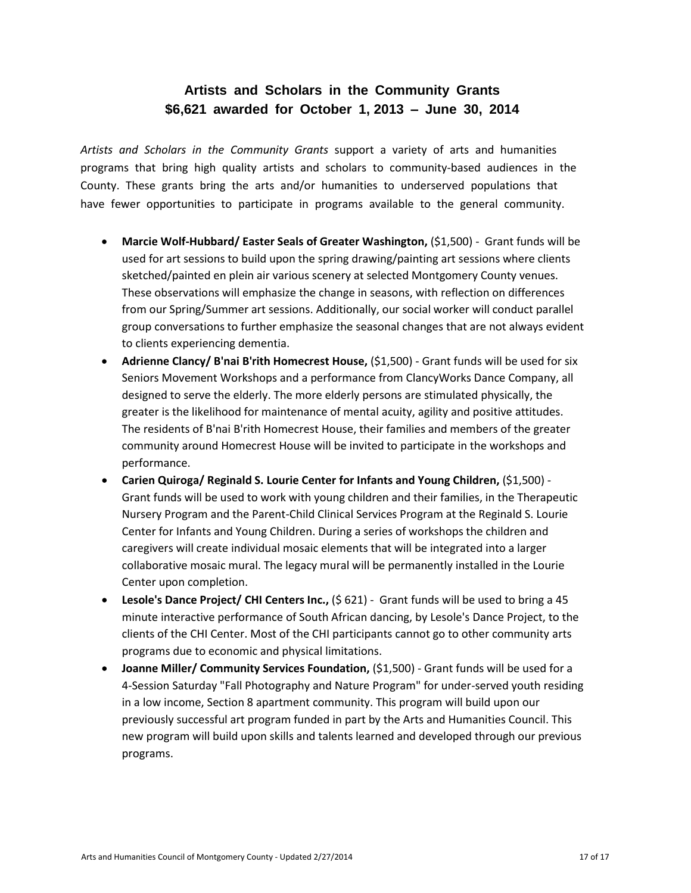## Artists and Scholars in the Community Grants
## $6,621 awarded for October 1, 2013 – June 30, 2014

*Artists and Scholars in the Community Grants* support a variety of arts and humanities programs that bring high quality artists and scholars to community-based audiences in the County. These grants bring the arts and/or humanities to underserved populations that have fewer opportunities to participate in programs available to the general community.

- **Marcie Wolf-Hubbard/ Easter Seals of Greater Washington,** ($1,500) - Grant funds will be used for art sessions to build upon the spring drawing/painting art sessions where clients sketched/painted en plein air various scenery at selected Montgomery County venues. These observations will emphasize the change in seasons, with reflection on differences from our Spring/Summer art sessions. Additionally, our social worker will conduct parallel group conversations to further emphasize the seasonal changes that are not always evident to clients experiencing dementia.
- **Adrienne Clancy/ B'nai B'rith Homecrest House,** ($1,500) - Grant funds will be used for six Seniors Movement Workshops and a performance from ClancyWorks Dance Company, all designed to serve the elderly. The more elderly persons are stimulated physically, the greater is the likelihood for maintenance of mental acuity, agility and positive attitudes. The residents of B'nai B'rith Homecrest House, their families and members of the greater community around Homecrest House will be invited to participate in the workshops and performance.
- **Carien Quiroga/ Reginald S. Lourie Center for Infants and Young Children,** ($1,500) - Grant funds will be used to work with young children and their families, in the Therapeutic Nursery Program and the Parent-Child Clinical Services Program at the Reginald S. Lourie Center for Infants and Young Children. During a series of workshops the children and caregivers will create individual mosaic elements that will be integrated into a larger collaborative mosaic mural. The legacy mural will be permanently installed in the Lourie Center upon completion.
- **Lesole's Dance Project/ CHI Centers Inc.,** ($ 621) - Grant funds will be used to bring a 45 minute interactive performance of South African dancing, by Lesole's Dance Project, to the clients of the CHI Center. Most of the CHI participants cannot go to other community arts programs due to economic and physical limitations.
- **Joanne Miller/ Community Services Foundation,** ($1,500) - Grant funds will be used for a 4-Session Saturday "Fall Photography and Nature Program" for under-served youth residing in a low income, Section 8 apartment community. This program will build upon our previously successful art program funded in part by the Arts and Humanities Council. This new program will build upon skills and talents learned and developed through our previous programs.